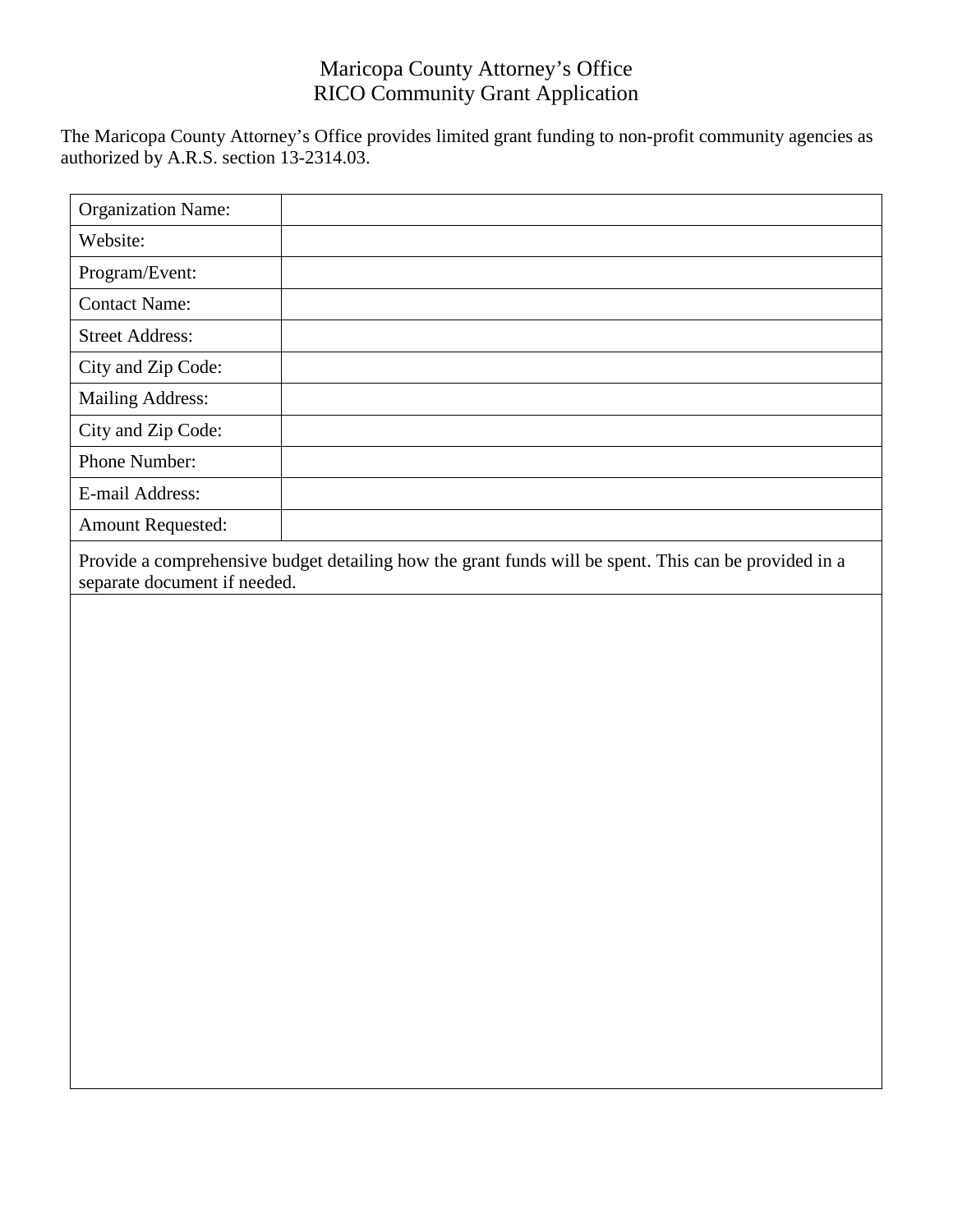# Maricopa County Attorney's Office
## RICO Community Grant Application

The Maricopa County Attorney's Office provides limited grant funding to non-profit community agencies as authorized by A.R.S. section 13-2314.03.

| Organization Name: | |
|---|---|
| Website: | |
| Program/Event: | |
| Contact Name: | |
| Street Address: | |
| City and Zip Code: | |
| Mailing Address: | |
| City and Zip Code: | |
| Phone Number: | |
| E-mail Address: | |
| Amount Requested: | |

| Provide a comprehensive budget detailing how the grant funds will be spent. This can be provided in a separate document if needed. |
|---|
| |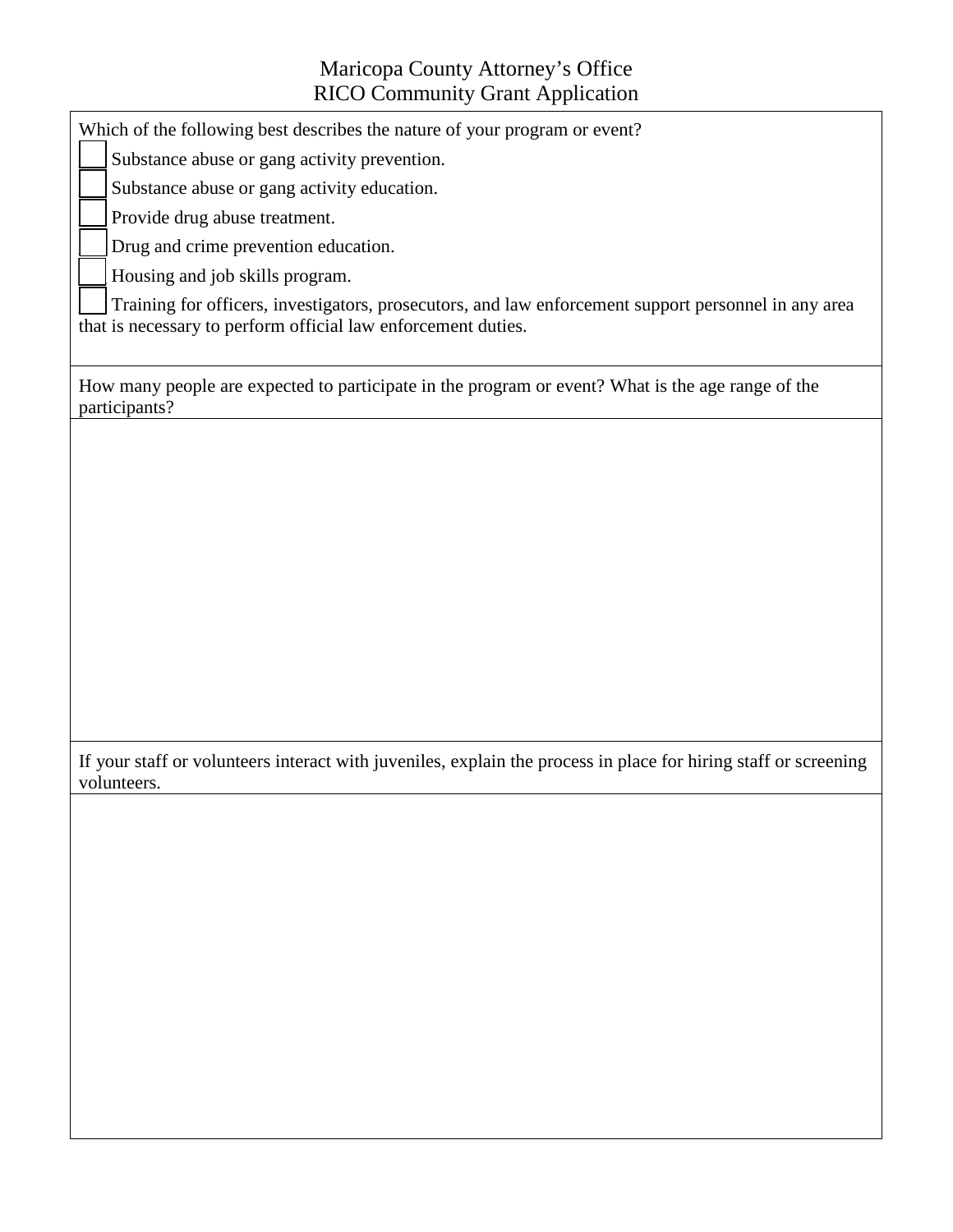# Maricopa County Attorney's Office
## RICO Community Grant Application

Which of the following best describes the nature of your program or event?

- ☐ Substance abuse or gang activity prevention.
- ☐ Substance abuse or gang activity education.
- ☐ Provide drug abuse treatment.
- ☐ Drug and crime prevention education.
- ☐ Housing and job skills program.
- ☐ Training for officers, investigators, prosecutors, and law enforcement support personnel in any area that is necessary to perform official law enforcement duties.

How many people are expected to participate in the program or event? What is the age range of the participants?

If your staff or volunteers interact with juveniles, explain the process in place for hiring staff or screening volunteers.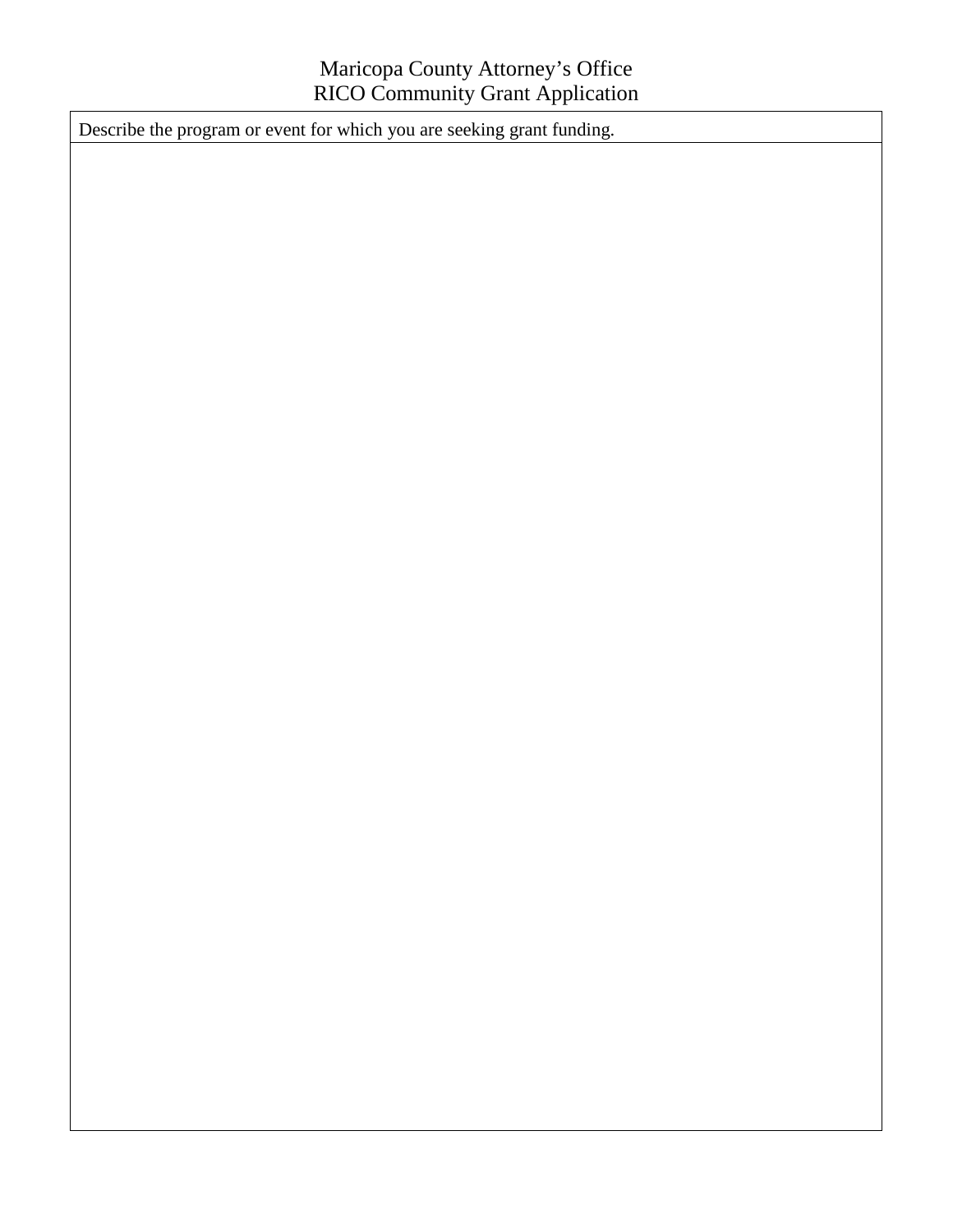Maricopa County Attorney's Office
RICO Community Grant Application

| Describe the program or event for which you are seeking grant funding. |
| --- |
| |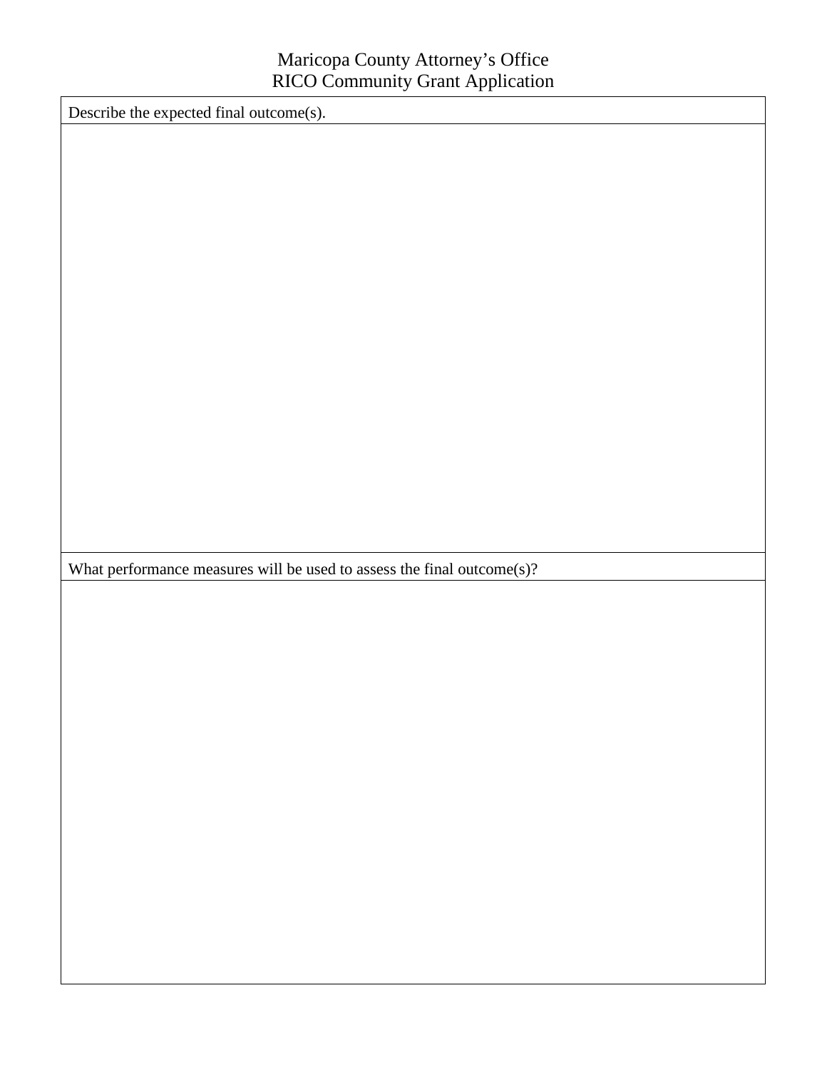Maricopa County Attorney's Office
RICO Community Grant Application

| Describe the expected final outcome(s). |
| --- |
| |

| What performance measures will be used to assess the final outcome(s)? |
| --- |
| |